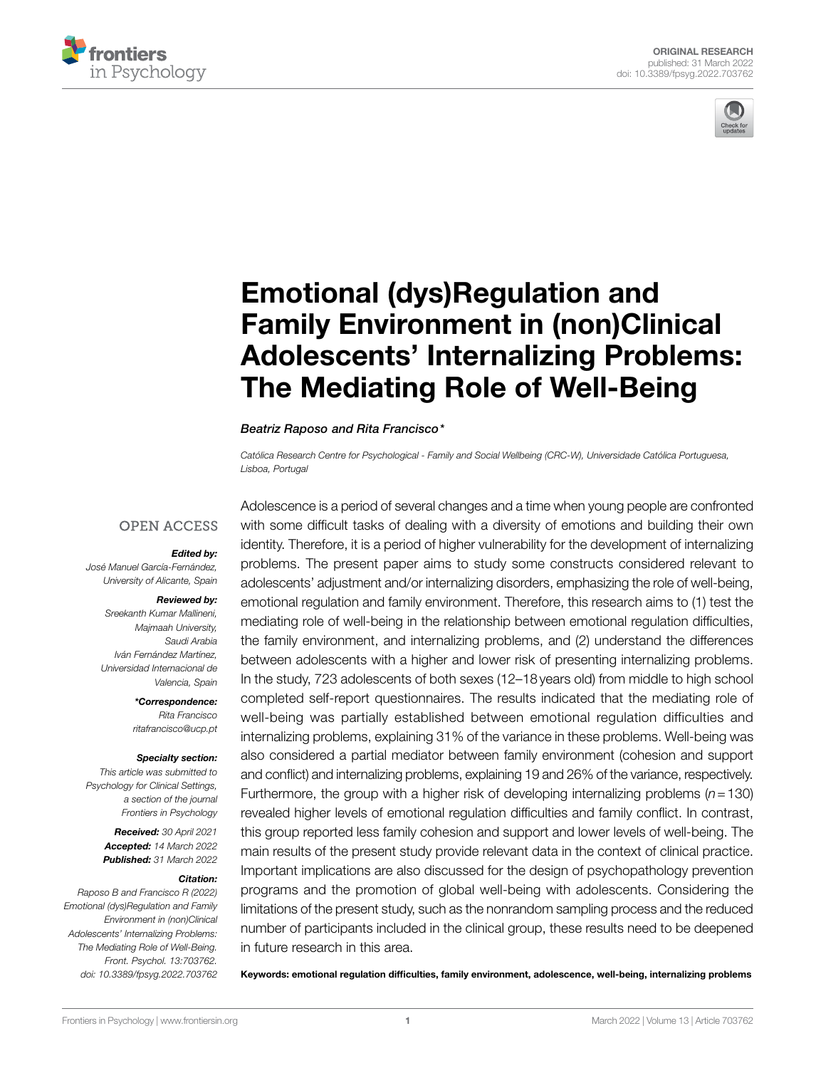ORIGINAL RESEARCH
published: 31 March 2022
doi: 10.3389/fpsyg.2022.703762

# Emotional (dys)Regulation and Family Environment in (non)Clinical Adolescents' Internalizing Problems: The Mediating Role of Well-Being

*Beatriz Raposo and Rita Francisco\**

*Católica Research Centre for Psychological - Family and Social Wellbeing (CRC-W), Universidade Católica Portuguesa, Lisboa, Portugal*

OPEN ACCESS

***Edited by:***
*José Manuel García-Fernández, University of Alicante, Spain*

***Reviewed by:***
*Sreekanth Kumar Mallineni, Majmaah University, Saudi Arabia*
*Iván Fernández Martínez, Universidad Internacional de Valencia, Spain*

***\*Correspondence:***
*Rita Francisco*
*ritafrancisco@ucp.pt*

***Specialty section:***
*This article was submitted to Psychology for Clinical Settings, a section of the journal Frontiers in Psychology*

***Received:*** *30 April 2021*
***Accepted:*** *14 March 2022*
***Published:*** *31 March 2022*

***Citation:***
*Raposo B and Francisco R (2022) Emotional (dys)Regulation and Family Environment in (non)Clinical Adolescents' Internalizing Problems: The Mediating Role of Well-Being. Front. Psychol. 13:703762. doi: 10.3389/fpsyg.2022.703762*

Adolescence is a period of several changes and a time when young people are confronted with some difficult tasks of dealing with a diversity of emotions and building their own identity. Therefore, it is a period of higher vulnerability for the development of internalizing problems. The present paper aims to study some constructs considered relevant to adolescents' adjustment and/or internalizing disorders, emphasizing the role of well-being, emotional regulation and family environment. Therefore, this research aims to (1) test the mediating role of well-being in the relationship between emotional regulation difficulties, the family environment, and internalizing problems, and (2) understand the differences between adolescents with a higher and lower risk of presenting internalizing problems. In the study, 723 adolescents of both sexes (12–18 years old) from middle to high school completed self-report questionnaires. The results indicated that the mediating role of well-being was partially established between emotional regulation difficulties and internalizing problems, explaining 31% of the variance in these problems. Well-being was also considered a partial mediator between family environment (cohesion and support and conflict) and internalizing problems, explaining 19 and 26% of the variance, respectively. Furthermore, the group with a higher risk of developing internalizing problems ($n = 130$) revealed higher levels of emotional regulation difficulties and family conflict. In contrast, this group reported less family cohesion and support and lower levels of well-being. The main results of the present study provide relevant data in the context of clinical practice. Important implications are also discussed for the design of psychopathology prevention programs and the promotion of global well-being with adolescents. Considering the limitations of the present study, such as the nonrandom sampling process and the reduced number of participants included in the clinical group, these results need to be deepened in future research in this area.

**Keywords: emotional regulation difficulties, family environment, adolescence, well-being, internalizing problems**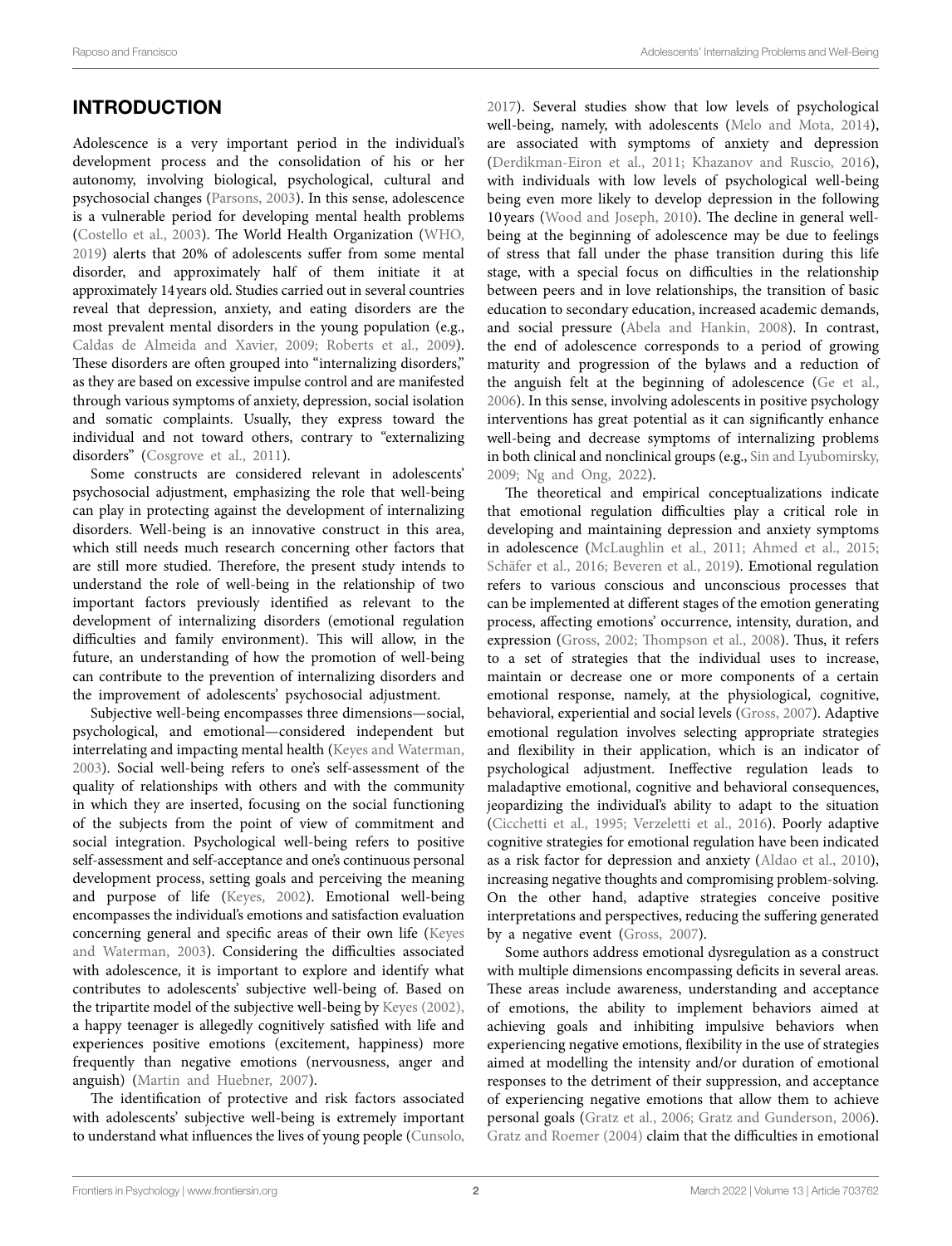## INTRODUCTION

Adolescence is a very important period in the individual's development process and the consolidation of his or her autonomy, involving biological, psychological, cultural and psychosocial changes (Parsons, 2003). In this sense, adolescence is a vulnerable period for developing mental health problems (Costello et al., 2003). The World Health Organization (WHO, 2019) alerts that 20% of adolescents suffer from some mental disorder, and approximately half of them initiate it at approximately 14 years old. Studies carried out in several countries reveal that depression, anxiety, and eating disorders are the most prevalent mental disorders in the young population (e.g., Caldas de Almeida and Xavier, 2009; Roberts et al., 2009). These disorders are often grouped into "internalizing disorders," as they are based on excessive impulse control and are manifested through various symptoms of anxiety, depression, social isolation and somatic complaints. Usually, they express toward the individual and not toward others, contrary to "externalizing disorders" (Cosgrove et al., 2011).

Some constructs are considered relevant in adolescents' psychosocial adjustment, emphasizing the role that well-being can play in protecting against the development of internalizing disorders. Well-being is an innovative construct in this area, which still needs much research concerning other factors that are still more studied. Therefore, the present study intends to understand the role of well-being in the relationship of two important factors previously identified as relevant to the development of internalizing disorders (emotional regulation difficulties and family environment). This will allow, in the future, an understanding of how the promotion of well-being can contribute to the prevention of internalizing disorders and the improvement of adolescents' psychosocial adjustment.

Subjective well-being encompasses three dimensions—social, psychological, and emotional—considered independent but interrelating and impacting mental health (Keyes and Waterman, 2003). Social well-being refers to one's self-assessment of the quality of relationships with others and with the community in which they are inserted, focusing on the social functioning of the subjects from the point of view of commitment and social integration. Psychological well-being refers to positive self-assessment and self-acceptance and one's continuous personal development process, setting goals and perceiving the meaning and purpose of life (Keyes, 2002). Emotional well-being encompasses the individual's emotions and satisfaction evaluation concerning general and specific areas of their own life (Keyes and Waterman, 2003). Considering the difficulties associated with adolescence, it is important to explore and identify what contributes to adolescents' subjective well-being of. Based on the tripartite model of the subjective well-being by Keyes (2002), a happy teenager is allegedly cognitively satisfied with life and experiences positive emotions (excitement, happiness) more frequently than negative emotions (nervousness, anger and anguish) (Martin and Huebner, 2007).

The identification of protective and risk factors associated with adolescents' subjective well-being is extremely important to understand what influences the lives of young people (Cunsolo, 2017). Several studies show that low levels of psychological well-being, namely, with adolescents (Melo and Mota, 2014), are associated with symptoms of anxiety and depression (Derdikman-Eiron et al., 2011; Khazanov and Ruscio, 2016), with individuals with low levels of psychological well-being being even more likely to develop depression in the following 10 years (Wood and Joseph, 2010). The decline in general well-being at the beginning of adolescence may be due to feelings of stress that fall under the phase transition during this life stage, with a special focus on difficulties in the relationship between peers and in love relationships, the transition of basic education to secondary education, increased academic demands, and social pressure (Abela and Hankin, 2008). In contrast, the end of adolescence corresponds to a period of growing maturity and progression of the bylaws and a reduction of the anguish felt at the beginning of adolescence (Ge et al., 2006). In this sense, involving adolescents in positive psychology interventions has great potential as it can significantly enhance well-being and decrease symptoms of internalizing problems in both clinical and nonclinical groups (e.g., Sin and Lyubomirsky, 2009; Ng and Ong, 2022).

The theoretical and empirical conceptualizations indicate that emotional regulation difficulties play a critical role in developing and maintaining depression and anxiety symptoms in adolescence (McLaughlin et al., 2011; Ahmed et al., 2015; Schäfer et al., 2016; Beveren et al., 2019). Emotional regulation refers to various conscious and unconscious processes that can be implemented at different stages of the emotion generating process, affecting emotions' occurrence, intensity, duration, and expression (Gross, 2002; Thompson et al., 2008). Thus, it refers to a set of strategies that the individual uses to increase, maintain or decrease one or more components of a certain emotional response, namely, at the physiological, cognitive, behavioral, experiential and social levels (Gross, 2007). Adaptive emotional regulation involves selecting appropriate strategies and flexibility in their application, which is an indicator of psychological adjustment. Ineffective regulation leads to maladaptive emotional, cognitive and behavioral consequences, jeopardizing the individual's ability to adapt to the situation (Cicchetti et al., 1995; Verzeletti et al., 2016). Poorly adaptive cognitive strategies for emotional regulation have been indicated as a risk factor for depression and anxiety (Aldao et al., 2010), increasing negative thoughts and compromising problem-solving. On the other hand, adaptive strategies conceive positive interpretations and perspectives, reducing the suffering generated by a negative event (Gross, 2007).

Some authors address emotional dysregulation as a construct with multiple dimensions encompassing deficits in several areas. These areas include awareness, understanding and acceptance of emotions, the ability to implement behaviors aimed at achieving goals and inhibiting impulsive behaviors when experiencing negative emotions, flexibility in the use of strategies aimed at modelling the intensity and/or duration of emotional responses to the detriment of their suppression, and acceptance of experiencing negative emotions that allow them to achieve personal goals (Gratz et al., 2006; Gratz and Gunderson, 2006). Gratz and Roemer (2004) claim that the difficulties in emotional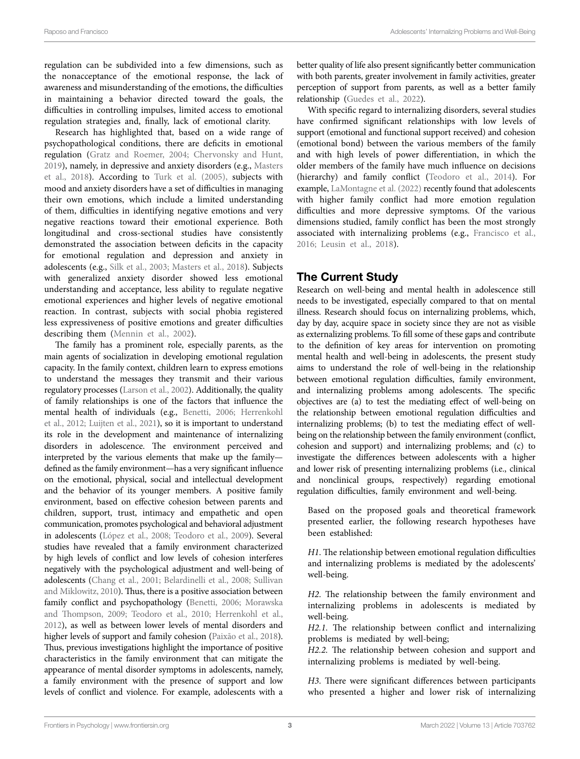regulation can be subdivided into a few dimensions, such as the nonacceptance of the emotional response, the lack of awareness and misunderstanding of the emotions, the difficulties in maintaining a behavior directed toward the goals, the difficulties in controlling impulses, limited access to emotional regulation strategies and, finally, lack of emotional clarity.

Research has highlighted that, based on a wide range of psychopathological conditions, there are deficits in emotional regulation (Gratz and Roemer, 2004; Chervonsky and Hunt, 2019), namely, in depressive and anxiety disorders (e.g., Masters et al., 2018). According to Turk et al. (2005), subjects with mood and anxiety disorders have a set of difficulties in managing their own emotions, which include a limited understanding of them, difficulties in identifying negative emotions and very negative reactions toward their emotional experience. Both longitudinal and cross-sectional studies have consistently demonstrated the association between deficits in the capacity for emotional regulation and depression and anxiety in adolescents (e.g., Silk et al., 2003; Masters et al., 2018). Subjects with generalized anxiety disorder showed less emotional understanding and acceptance, less ability to regulate negative emotional experiences and higher levels of negative emotional reaction. In contrast, subjects with social phobia registered less expressiveness of positive emotions and greater difficulties describing them (Mennin et al., 2002).

The family has a prominent role, especially parents, as the main agents of socialization in developing emotional regulation capacity. In the family context, children learn to express emotions to understand the messages they transmit and their various regulatory processes (Larson et al., 2002). Additionally, the quality of family relationships is one of the factors that influence the mental health of individuals (e.g., Benetti, 2006; Herrenkohl et al., 2012; Luijten et al., 2021), so it is important to understand its role in the development and maintenance of internalizing disorders in adolescence. The environment perceived and interpreted by the various elements that make up the family—defined as the family environment—has a very significant influence on the emotional, physical, social and intellectual development and the behavior of its younger members. A positive family environment, based on effective cohesion between parents and children, support, trust, intimacy and empathetic and open communication, promotes psychological and behavioral adjustment in adolescents (López et al., 2008; Teodoro et al., 2009). Several studies have revealed that a family environment characterized by high levels of conflict and low levels of cohesion interferes negatively with the psychological adjustment and well-being of adolescents (Chang et al., 2001; Belardinelli et al., 2008; Sullivan and Miklowitz, 2010). Thus, there is a positive association between family conflict and psychopathology (Benetti, 2006; Morawska and Thompson, 2009; Teodoro et al., 2010; Herrenkohl et al., 2012), as well as between lower levels of mental disorders and higher levels of support and family cohesion (Paixão et al., 2018). Thus, previous investigations highlight the importance of positive characteristics in the family environment that can mitigate the appearance of mental disorder symptoms in adolescents, namely, a family environment with the presence of support and low levels of conflict and violence. For example, adolescents with a better quality of life also present significantly better communication with both parents, greater involvement in family activities, greater perception of support from parents, as well as a better family relationship (Guedes et al., 2022).

With specific regard to internalizing disorders, several studies have confirmed significant relationships with low levels of support (emotional and functional support received) and cohesion (emotional bond) between the various members of the family and with high levels of power differentiation, in which the older members of the family have much influence on decisions (hierarchy) and family conflict (Teodoro et al., 2014). For example, LaMontagne et al. (2022) recently found that adolescents with higher family conflict had more emotion regulation difficulties and more depressive symptoms. Of the various dimensions studied, family conflict has been the most strongly associated with internalizing problems (e.g., Francisco et al., 2016; Leusin et al., 2018).

## The Current Study

Research on well-being and mental health in adolescence still needs to be investigated, especially compared to that on mental illness. Research should focus on internalizing problems, which, day by day, acquire space in society since they are not as visible as externalizing problems. To fill some of these gaps and contribute to the definition of key areas for intervention on promoting mental health and well-being in adolescents, the present study aims to understand the role of well-being in the relationship between emotional regulation difficulties, family environment, and internalizing problems among adolescents. The specific objectives are (a) to test the mediating effect of well-being on the relationship between emotional regulation difficulties and internalizing problems; (b) to test the mediating effect of well-being on the relationship between the family environment (conflict, cohesion and support) and internalizing problems; and (c) to investigate the differences between adolescents with a higher and lower risk of presenting internalizing problems (i.e., clinical and nonclinical groups, respectively) regarding emotional regulation difficulties, family environment and well-being.

Based on the proposed goals and theoretical framework presented earlier, the following research hypotheses have been established:

*H1*. The relationship between emotional regulation difficulties and internalizing problems is mediated by the adolescents' well-being.

*H2*. The relationship between the family environment and internalizing problems in adolescents is mediated by well-being.
*H2.1*. The relationship between conflict and internalizing problems is mediated by well-being;
*H2.2*. The relationship between cohesion and support and internalizing problems is mediated by well-being.

*H3*. There were significant differences between participants who presented a higher and lower risk of internalizing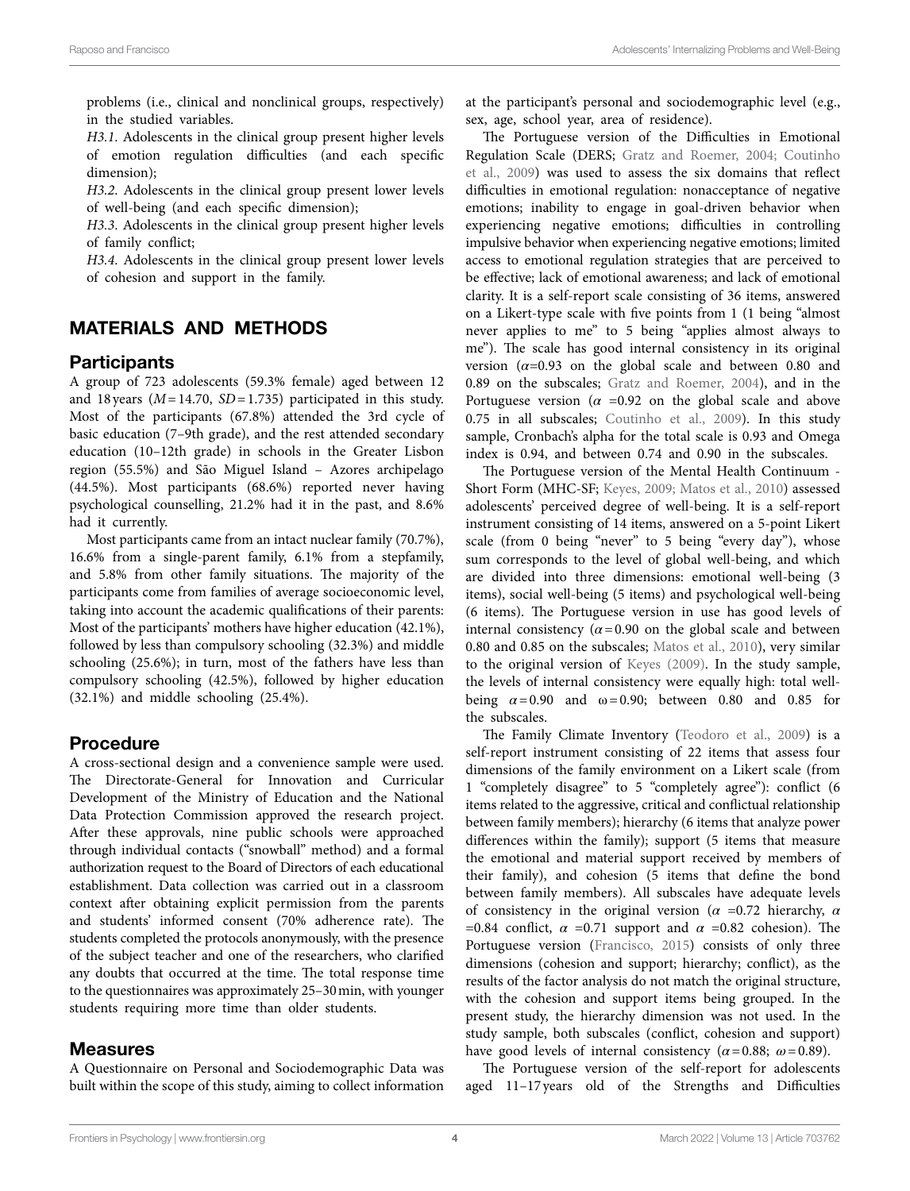problems (i.e., clinical and nonclinical groups, respectively) in the studied variables.

*H3.1*. Adolescents in the clinical group present higher levels of emotion regulation difficulties (and each specific dimension);

*H3.2*. Adolescents in the clinical group present lower levels of well-being (and each specific dimension);

*H3.3*. Adolescents in the clinical group present higher levels of family conflict;

*H3.4*. Adolescents in the clinical group present lower levels of cohesion and support in the family.

## MATERIALS AND METHODS

### Participants

A group of 723 adolescents (59.3% female) aged between 12 and 18 years ($M = 14.70$, $SD = 1.735$) participated in this study. Most of the participants (67.8%) attended the 3rd cycle of basic education (7–9th grade), and the rest attended secondary education (10–12th grade) in schools in the Greater Lisbon region (55.5%) and São Miguel Island – Azores archipelago (44.5%). Most participants (68.6%) reported never having psychological counselling, 21.2% had it in the past, and 8.6% had it currently.

Most participants came from an intact nuclear family (70.7%), 16.6% from a single-parent family, 6.1% from a stepfamily, and 5.8% from other family situations. The majority of the participants come from families of average socioeconomic level, taking into account the academic qualifications of their parents: Most of the participants' mothers have higher education (42.1%), followed by less than compulsory schooling (32.3%) and middle schooling (25.6%); in turn, most of the fathers have less than compulsory schooling (42.5%), followed by higher education (32.1%) and middle schooling (25.4%).

### Procedure

A cross-sectional design and a convenience sample were used. The Directorate-General for Innovation and Curricular Development of the Ministry of Education and the National Data Protection Commission approved the research project. After these approvals, nine public schools were approached through individual contacts ("snowball" method) and a formal authorization request to the Board of Directors of each educational establishment. Data collection was carried out in a classroom context after obtaining explicit permission from the parents and students' informed consent (70% adherence rate). The students completed the protocols anonymously, with the presence of the subject teacher and one of the researchers, who clarified any doubts that occurred at the time. The total response time to the questionnaires was approximately 25–30 min, with younger students requiring more time than older students.

### Measures

A Questionnaire on Personal and Sociodemographic Data was built within the scope of this study, aiming to collect information at the participant's personal and sociodemographic level (e.g., sex, age, school year, area of residence).

The Portuguese version of the Difficulties in Emotional Regulation Scale (DERS; Gratz and Roemer, 2004; Coutinho et al., 2009) was used to assess the six domains that reflect difficulties in emotional regulation: nonacceptance of negative emotions; inability to engage in goal-driven behavior when experiencing negative emotions; difficulties in controlling impulsive behavior when experiencing negative emotions; limited access to emotional regulation strategies that are perceived to be effective; lack of emotional awareness; and lack of emotional clarity. It is a self-report scale consisting of 36 items, answered on a Likert-type scale with five points from 1 (1 being "almost never applies to me" to 5 being "applies almost always to me"). The scale has good internal consistency in its original version ($\alpha$=0.93 on the global scale and between 0.80 and 0.89 on the subscales; Gratz and Roemer, 2004), and in the Portuguese version ($\alpha$ =0.92 on the global scale and above 0.75 in all subscales; Coutinho et al., 2009). In this study sample, Cronbach's alpha for the total scale is 0.93 and Omega index is 0.94, and between 0.74 and 0.90 in the subscales.

The Portuguese version of the Mental Health Continuum - Short Form (MHC-SF; Keyes, 2009; Matos et al., 2010) assessed adolescents' perceived degree of well-being. It is a self-report instrument consisting of 14 items, answered on a 5-point Likert scale (from 0 being "never" to 5 being "every day"), whose sum corresponds to the level of global well-being, and which are divided into three dimensions: emotional well-being (3 items), social well-being (5 items) and psychological well-being (6 items). The Portuguese version in use has good levels of internal consistency ($\alpha = 0.90$ on the global scale and between 0.80 and 0.85 on the subscales; Matos et al., 2010), very similar to the original version of Keyes (2009). In the study sample, the levels of internal consistency were equally high: total well-being $\alpha = 0.90$ and $\omega = 0.90$; between 0.80 and 0.85 for the subscales.

The Family Climate Inventory (Teodoro et al., 2009) is a self-report instrument consisting of 22 items that assess four dimensions of the family environment on a Likert scale (from 1 "completely disagree" to 5 "completely agree"): conflict (6 items related to the aggressive, critical and conflictual relationship between family members); hierarchy (6 items that analyze power differences within the family); support (5 items that measure the emotional and material support received by members of their family), and cohesion (5 items that define the bond between family members). All subscales have adequate levels of consistency in the original version ($\alpha$ =0.72 hierarchy, $\alpha$ =0.84 conflict, $\alpha$ =0.71 support and $\alpha$ =0.82 cohesion). The Portuguese version (Francisco, 2015) consists of only three dimensions (cohesion and support; hierarchy; conflict), as the results of the factor analysis do not match the original structure, with the cohesion and support items being grouped. In the present study, the hierarchy dimension was not used. In the study sample, both subscales (conflict, cohesion and support) have good levels of internal consistency ($\alpha = 0.88$; $\omega = 0.89$).

The Portuguese version of the self-report for adolescents aged 11–17 years old of the Strengths and Difficulties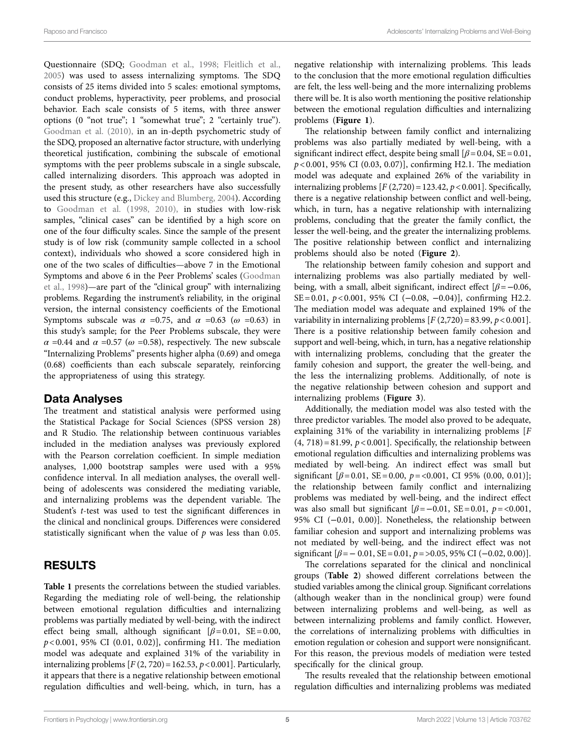Questionnaire (SDQ; Goodman et al., 1998; Fleitlich et al., 2005) was used to assess internalizing symptoms. The SDQ consists of 25 items divided into 5 scales: emotional symptoms, conduct problems, hyperactivity, peer problems, and prosocial behavior. Each scale consists of 5 items, with three answer options (0 "not true"; 1 "somewhat true"; 2 "certainly true"). Goodman et al. (2010), in an in-depth psychometric study of the SDQ, proposed an alternative factor structure, with underlying theoretical justification, combining the subscale of emotional symptoms with the peer problems subscale in a single subscale, called internalizing disorders. This approach was adopted in the present study, as other researchers have also successfully used this structure (e.g., Dickey and Blumberg, 2004). According to Goodman et al. (1998, 2010), in studies with low-risk samples, "clinical cases" can be identified by a high score on one of the four difficulty scales. Since the sample of the present study is of low risk (community sample collected in a school context), individuals who showed a score considered high in one of the two scales of difficulties—above 7 in the Emotional Symptoms and above 6 in the Peer Problems' scales (Goodman et al., 1998)—are part of the "clinical group" with internalizing problems. Regarding the instrument's reliability, in the original version, the internal consistency coefficients of the Emotional Symptoms subscale was $\alpha$ =0.75, and $\alpha$ =0.63 ($\omega$ =0.63) in this study's sample; for the Peer Problems subscale, they were $\alpha$ =0.44 and $\alpha$ =0.57 ($\omega$ =0.58), respectively. The new subscale "Internalizing Problems" presents higher alpha (0.69) and omega (0.68) coefficients than each subscale separately, reinforcing the appropriateness of using this strategy.

## Data Analyses

The treatment and statistical analysis were performed using the Statistical Package for Social Sciences (SPSS version 28) and R Studio. The relationship between continuous variables included in the mediation analyses was previously explored with the Pearson correlation coefficient. In simple mediation analyses, 1,000 bootstrap samples were used with a 95% confidence interval. In all mediation analyses, the overall well-being of adolescents was considered the mediating variable, and internalizing problems was the dependent variable. The Student's *t*-test was used to test the significant differences in the clinical and nonclinical groups. Differences were considered statistically significant when the value of *p* was less than 0.05.

# RESULTS

**Table 1** presents the correlations between the studied variables. Regarding the mediating role of well-being, the relationship between emotional regulation difficulties and internalizing problems was partially mediated by well-being, with the indirect effect being small, although significant [$\beta = 0.01$, SE = 0.00, $p < 0.001$, 95% CI (0.01, 0.02)], confirming H1. The mediation model was adequate and explained 31% of the variability in internalizing problems [$F\,(2, 720) = 162.53$, $p < 0.001$]. Particularly, it appears that there is a negative relationship between emotional regulation difficulties and well-being, which, in turn, has a negative relationship with internalizing problems. This leads to the conclusion that the more emotional regulation difficulties are felt, the less well-being and the more internalizing problems there will be. It is also worth mentioning the positive relationship between the emotional regulation difficulties and internalizing problems (**Figure 1**).

The relationship between family conflict and internalizing problems was also partially mediated by well-being, with a significant indirect effect, despite being small [$\beta = 0.04$, SE = 0.01, $p < 0.001$, 95% CI (0.03, 0.07)], confirming H2.1. The mediation model was adequate and explained 26% of the variability in internalizing problems [$F\,(2,720) = 123.42$, $p < 0.001$]. Specifically, there is a negative relationship between conflict and well-being, which, in turn, has a negative relationship with internalizing problems, concluding that the greater the family conflict, the lesser the well-being, and the greater the internalizing problems. The positive relationship between conflict and internalizing problems should also be noted (**Figure 2**).

The relationship between family cohesion and support and internalizing problems was also partially mediated by well-being, with a small, albeit significant, indirect effect [$\beta = -0.06$, SE = 0.01, $p < 0.001$, 95% CI (−0.08, −0.04)], confirming H2.2. The mediation model was adequate and explained 19% of the variability in internalizing problems [$F\,(2,720) = 83.99$, $p < 0.001$]. There is a positive relationship between family cohesion and support and well-being, which, in turn, has a negative relationship with internalizing problems, concluding that the greater the family cohesion and support, the greater the well-being, and the less the internalizing problems. Additionally, of note is the negative relationship between cohesion and support and internalizing problems (**Figure 3**).

Additionally, the mediation model was also tested with the three predictor variables. The model also proved to be adequate, explaining 31% of the variability in internalizing problems [$F\,(4, 718) = 81.99$, $p < 0.001$]. Specifically, the relationship between emotional regulation difficulties and internalizing problems was mediated by well-being. An indirect effect was small but significant [$\beta = 0.01$, SE = 0.00, $p = < 0.001$, CI 95% (0.00, 0.01)]; the relationship between family conflict and internalizing problems was mediated by well-being, and the indirect effect was also small but significant [$\beta = -0.01$, SE = 0.01, $p = < 0.001$, 95% CI (−0.01, 0.00)]. Nonetheless, the relationship between familiar cohesion and support and internalizing problems was not mediated by well-being, and the indirect effect was not significant [$\beta = -\,0.01$, SE = 0.01, $p = > 0.05$, 95% CI (−0.02, 0.00)].

The correlations separated for the clinical and nonclinical groups (**Table 2**) showed different correlations between the studied variables among the clinical group. Significant correlations (although weaker than in the nonclinical group) were found between internalizing problems and well-being, as well as between internalizing problems and family conflict. However, the correlations of internalizing problems with difficulties in emotion regulation or cohesion and support were nonsignificant. For this reason, the previous models of mediation were tested specifically for the clinical group.

The results revealed that the relationship between emotional regulation difficulties and internalizing problems was mediated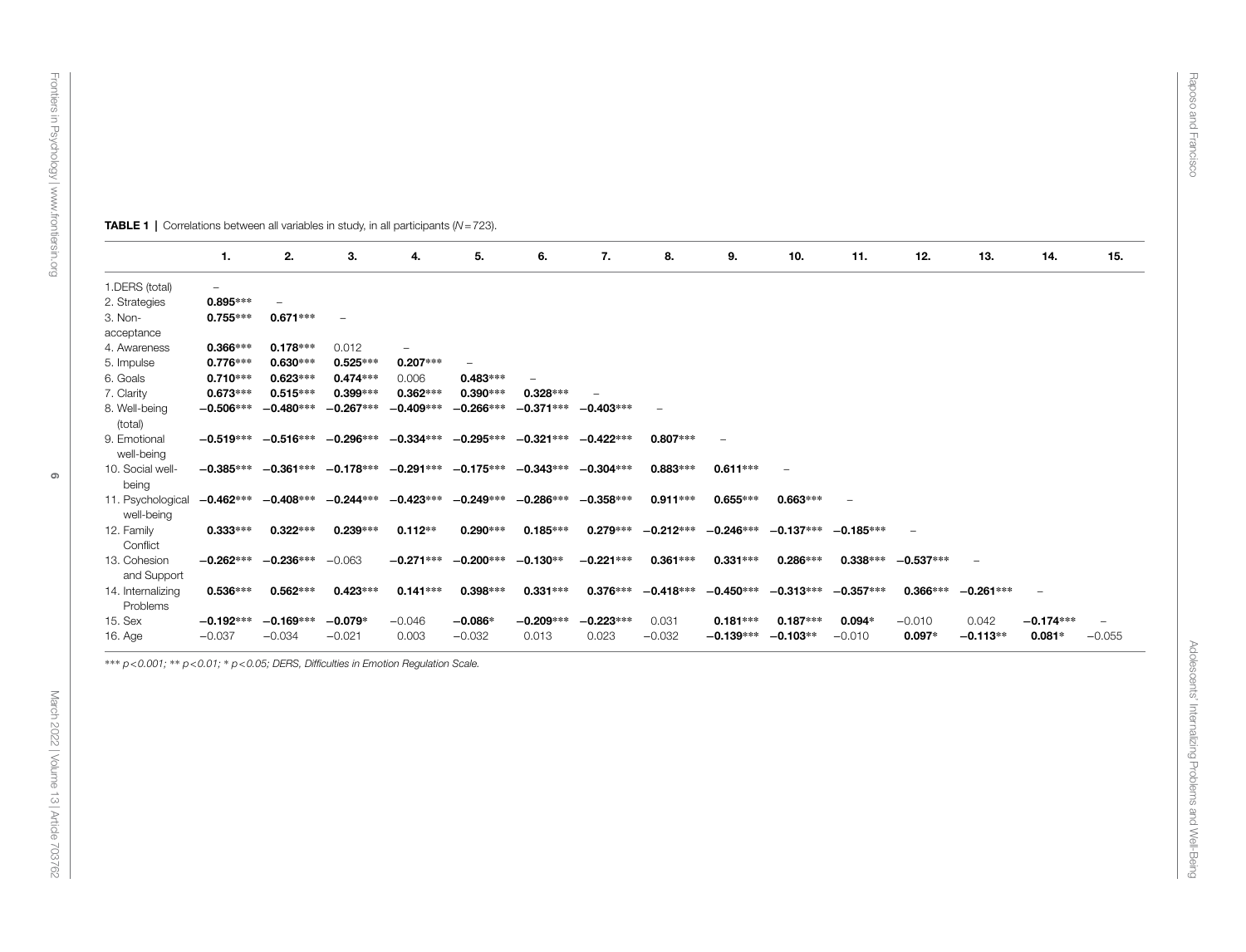**TABLE 1** | Correlations between all variables in study, in all participants ($N = 723$).

| | 1. | 2. | 3. | 4. | 5. | 6. | 7. | 8. | 9. | 10. | 11. | 12. | 13. | 14. | 15. |
|---|---|---|---|---|---|---|---|---|---|---|---|---|---|---|---|
| 1.DERS (total) | – | | | | | | | | | | | | | | |
| 2. Strategies | **0.895*****  | – | | | | | | | | | | | | | |
| 3. Non-acceptance | **0.755***** | **0.671***** | – | | | | | | | | | | | | |
| 4. Awareness | **0.366***** | **0.178***** | 0.012 | – | | | | | | | | | | | |
| 5. Impulse | **0.776***** | **0.630***** | **0.525***** | **0.207***** | – | | | | | | | | | | |
| 6. Goals | **0.710***** | **0.623***** | **0.474***** | 0.006 | **0.483***** | – | | | | | | | | | |
| 7. Clarity | **0.673***** | **0.515***** | **0.399***** | **0.362***** | **0.390***** | **0.328***** | – | | | | | | | | |
| 8. Well-being (total) | **−0.506***** | **−0.480***** | **−0.267***** | **−0.409***** | **−0.266***** | **−0.371***** | **−0.403***** | – | | | | | | | |
| 9. Emotional well-being | **−0.519***** | **−0.516***** | **−0.296***** | **−0.334***** | **−0.295***** | **−0.321***** | **−0.422***** | **0.807***** | – | | | | | | |
| 10. Social well-being | **−0.385***** | **−0.361***** | **−0.178***** | **−0.291***** | **−0.175***** | **−0.343***** | **−0.304***** | **0.883***** | **0.611***** | – | | | | | |
| 11. Psychological well-being | **−0.462***** | **−0.408***** | **−0.244***** | **−0.423***** | **−0.249***** | **−0.286***** | **−0.358***** | **0.911***** | **0.655***** | **0.663***** | – | | | | |
| 12. Family Conflict | **0.333***** | **0.322***** | **0.239***** | **0.112**** | **0.290***** | **0.185***** | **0.279***** | **−0.212***** | **−0.246***** | **−0.137***** | **−0.185***** | – | | | |
| 13. Cohesion and Support | **−0.262***** | **−0.236***** | −0.063 | **−0.271***** | **−0.200***** | **−0.130**** | **−0.221***** | **0.361***** | **0.331***** | **0.286***** | **0.338***** | **−0.537***** | – | | |
| 14. Internalizing Problems | **0.536***** | **0.562***** | **0.423***** | **0.141***** | **0.398***** | **0.331***** | **0.376***** | **−0.418***** | **−0.450***** | **−0.313***** | **−0.357***** | **0.366***** | **−0.261***** | – | |
| 15. Sex | **−0.192***** | **−0.169***** | **−0.079*** | −0.046 | **−0.086*** | **−0.209***** | **−0.223***** | 0.031 | **0.181***** | **0.187***** | **0.094*** | −0.010 | 0.042 | **−0.174***** | – |
| 16. Age | −0.037 | −0.034 | −0.021 | 0.003 | −0.032 | 0.013 | 0.023 | −0.032 | **−0.139***** | **−0.103**** | −0.010 | **0.097*** | **−0.113**** | **0.081*** | −0.055 |

*** $p < 0.001$; ** $p < 0.01$; * $p < 0.05$; DERS, Difficulties in Emotion Regulation Scale.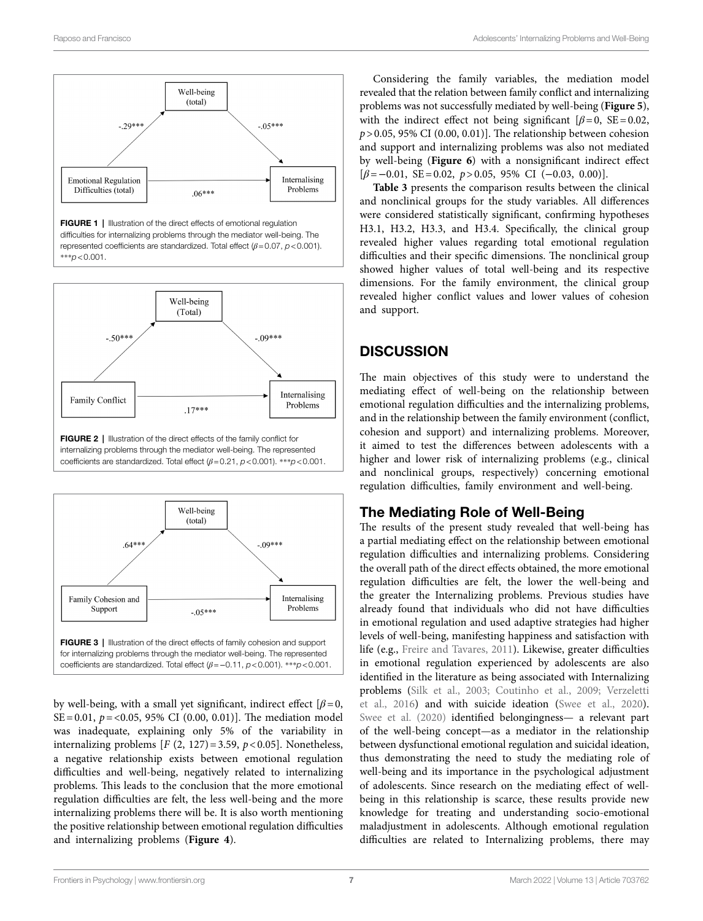FIGURE 1 | Illustration of the direct effects of emotional regulation difficulties for internalizing problems through the mediator well-being. The represented coefficients are standardized. Total effect ($\beta = 0.07$, $p < 0.001$). ***$p < 0.001$.

FIGURE 2 | Illustration of the direct effects of the family conflict for internalizing problems through the mediator well-being. The represented coefficients are standardized. Total effect ($\beta = 0.21$, $p < 0.001$). ***$p < 0.001$.

FIGURE 3 | Illustration of the direct effects of family cohesion and support for internalizing problems through the mediator well-being. The represented coefficients are standardized. Total effect ($\beta = -0.11$, $p < 0.001$). ***$p < 0.001$.

by well-being, with a small yet significant, indirect effect [$\beta = 0$, SE = 0.01, $p = < 0.05$, 95% CI (0.00, 0.01)]. The mediation model was inadequate, explaining only 5% of the variability in internalizing problems [$F$ (2, 127) = 3.59, $p < 0.05$]. Nonetheless, a negative relationship exists between emotional regulation difficulties and well-being, negatively related to internalizing problems. This leads to the conclusion that the more emotional regulation difficulties are felt, the less well-being and the more internalizing problems there will be. It is also worth mentioning the positive relationship between emotional regulation difficulties and internalizing problems (**Figure 4**).

Considering the family variables, the mediation model revealed that the relation between family conflict and internalizing problems was not successfully mediated by well-being (**Figure 5**), with the indirect effect not being significant [$\beta = 0$, SE = 0.02, $p > 0.05$, 95% CI (0.00, 0.01)]. The relationship between cohesion and support and internalizing problems was also not mediated by well-being (**Figure 6**) with a nonsignificant indirect effect [$\beta = -0.01$, SE = 0.02, $p > 0.05$, 95% CI (−0.03, 0.00)].

**Table 3** presents the comparison results between the clinical and nonclinical groups for the study variables. All differences were considered statistically significant, confirming hypotheses H3.1, H3.2, H3.3, and H3.4. Specifically, the clinical group revealed higher values regarding total emotional regulation difficulties and their specific dimensions. The nonclinical group showed higher values of total well-being and its respective dimensions. For the family environment, the clinical group revealed higher conflict values and lower values of cohesion and support.

## DISCUSSION

The main objectives of this study were to understand the mediating effect of well-being on the relationship between emotional regulation difficulties and the internalizing problems, and in the relationship between the family environment (conflict, cohesion and support) and internalizing problems. Moreover, it aimed to test the differences between adolescents with a higher and lower risk of internalizing problems (e.g., clinical and nonclinical groups, respectively) concerning emotional regulation difficulties, family environment and well-being.

### The Mediating Role of Well-Being

The results of the present study revealed that well-being has a partial mediating effect on the relationship between emotional regulation difficulties and internalizing problems. Considering the overall path of the direct effects obtained, the more emotional regulation difficulties are felt, the lower the well-being and the greater the Internalizing problems. Previous studies have already found that individuals who did not have difficulties in emotional regulation and used adaptive strategies had higher levels of well-being, manifesting happiness and satisfaction with life (e.g., Freire and Tavares, 2011). Likewise, greater difficulties in emotional regulation experienced by adolescents are also identified in the literature as being associated with Internalizing problems (Silk et al., 2003; Coutinho et al., 2009; Verzeletti et al., 2016) and with suicide ideation (Swee et al., 2020). Swee et al. (2020) identified belongingness— a relevant part of the well-being concept—as a mediator in the relationship between dysfunctional emotional regulation and suicidal ideation, thus demonstrating the need to study the mediating role of well-being and its importance in the psychological adjustment of adolescents. Since research on the mediating effect of well-being in this relationship is scarce, these results provide new knowledge for treating and understanding socio-emotional maladjustment in adolescents. Although emotional regulation difficulties are related to Internalizing problems, there may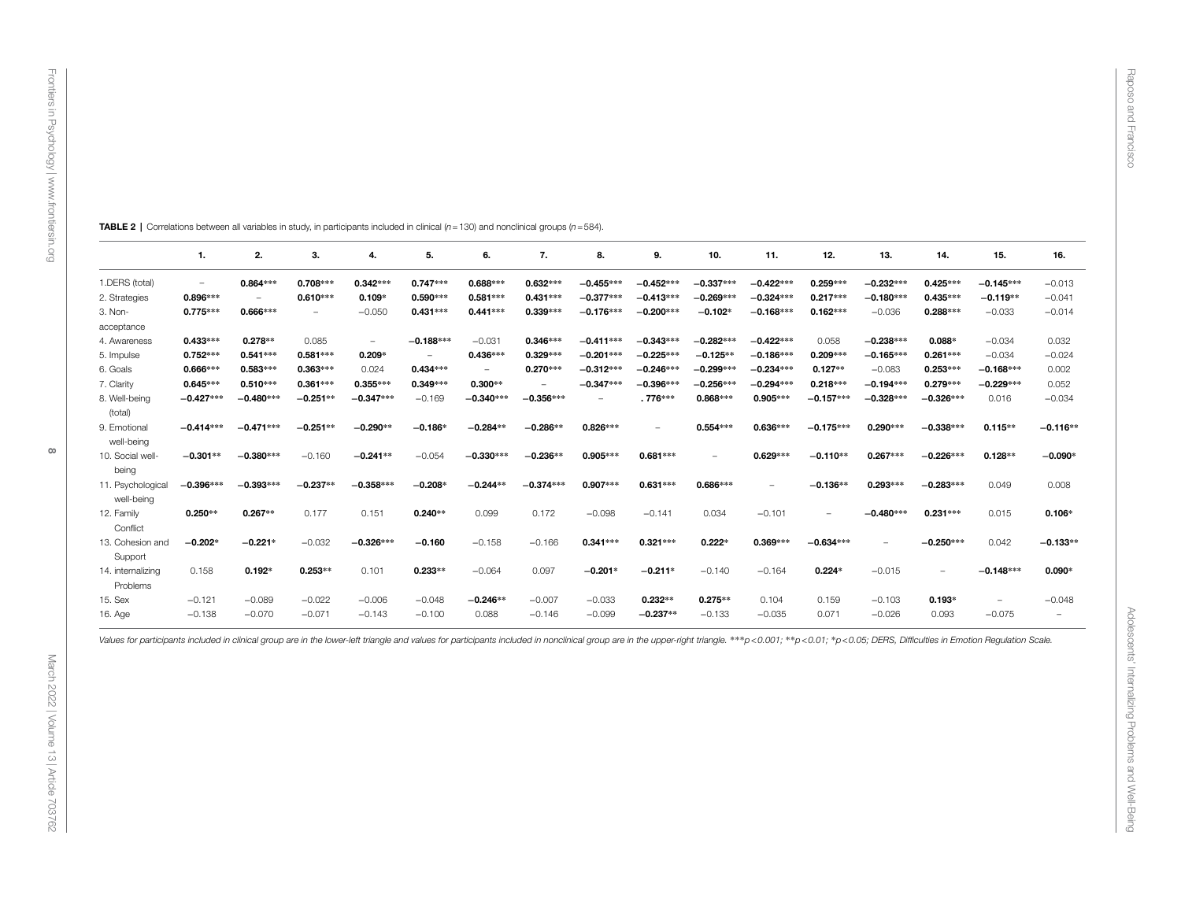**TABLE 2** | Correlations between all variables in study, in participants included in clinical ($n = 130$) and nonclinical groups ($n = 584$).

| | 1. | 2. | 3. | 4. | 5. | 6. | 7. | 8. | 9. | 10. | 11. | 12. | 13. | 14. | 15. | 16. |
|---|---|---|---|---|---|---|---|---|---|---|---|---|---|---|---|---|
| 1.DERS (total) | – | **0.864*****| **0.708*****| **0.342*****| **0.747***** | **0.688*****| **0.632*****| **−0.455*****| **−0.452*****| **−0.337*****| **−0.422*****| **0.259*****| **−0.232*****| **0.425*****| **−0.145*****| −0.013 |
| 2. Strategies | **0.896*****| – | **0.610*****| **0.109***| **0.590*****| **0.581*****| **0.431*****| **−0.377*****| **−0.413*****| **−0.269*****| **−0.324*****| **0.217*****| **−0.180*****| **0.435*****| **−0.119****| −0.041 |
| 3. Non-acceptance | **0.775*****| **0.666*****| – | −0.050 | **0.431*****| **0.441*****| **0.339*****| **−0.176*****| **−0.200*****| **−0.102***| **−0.168*****| **0.162*****| −0.036 | **0.288*****| −0.033 | −0.014 |
| 4. Awareness | **0.433*****| **0.278****| 0.085 | – | **−0.188*****| −0.031 | **0.346*****| **−0.411*****| **−0.343*****| **−0.282*****| **−0.422*****| 0.058 | **−0.238*****| **0.088***| −0.034 | 0.032 |
| 5. Impulse | **0.752*****| **0.541*****| **0.581*****| **0.209***| – | **0.436*****| **0.329*****| **−0.201*****| **−0.225*****| **−0.125****| **−0.186*****| **0.209*****| **−0.165*****| **0.261*****| −0.034 | −0.024 |
| 6. Goals | **0.666*****| **0.583*****| **0.363*****| 0.024 | **0.434*****| – | **0.270*****| **−0.312*****| **−0.246*****| **−0.299*****| **−0.234*****| **0.127****| −0.083 | **0.253*****| **−0.168*****| 0.002 |
| 7. Clarity | **0.645*****| **0.510*****| **0.361*****| **0.355*****| **0.349*****| **0.300****| – | **−0.347*****| **−0.396*****| **−0.256*****| **−0.294*****| **0.218*****| **−0.194*****| **0.279*****| **−0.229*****| 0.052 |
| 8. Well-being (total) | **−0.427*****| **−0.480*****| **−0.251****| **−0.347*****| −0.169 | **−0.340*****| **−0.356*****| – | **. 776*****| **0.868*****| **0.905*****| **−0.157*****| **−0.328*****| **−0.326*****| 0.016 | −0.034 |
| 9. Emotional well-being | **−0.414*****| **−0.471*****| **−0.251****| **−0.290****| **−0.186***| **−0.284****| **−0.286****| **0.826*****| – | **0.554*****| **0.636*****| **−0.175*****| **0.290*****| **−0.338*****| **0.115****| **−0.116****|
| 10. Social well-being | **−0.301****| **−0.380*****| −0.160 | **−0.241****| −0.054 | **−0.330*****| **−0.236****| **0.905*****| **0.681*****| – | **0.629*****| **−0.110****| **0.267*****| **−0.226*****| **0.128****| **−0.090***|
| 11. Psychological well-being | **−0.396*****| **−0.393*****| **−0.237****| **−0.358*****| **−0.208***| **−0.244****| **−0.374*****| **0.907*****| **0.631*****| **0.686*****| – | **−0.136****| **0.293*****| **−0.283*****| 0.049 | 0.008 |
| 12. Family Conflict | **0.250****| **0.267****| 0.177 | 0.151 | **0.240****| 0.099 | 0.172 | −0.098 | −0.141 | 0.034 | −0.101 | – | **−0.480*****| **0.231*****| 0.015 | **0.106***|
| 13. Cohesion and Support | **−0.202***| **−0.221***| −0.032 | **−0.326*****| **−0.160** | −0.158 | −0.166 | **0.341*****| **0.321*****| **0.222***| **0.369*****| **−0.634*****| – | **−0.250*****| 0.042 | **−0.133****|
| 14. internalizing Problems | 0.158 | **0.192***| **0.253****| 0.101 | **0.233****| −0.064 | 0.097 | **−0.201***| **−0.211***| −0.140 | −0.164 | **0.224***| −0.015 | – | **−0.148*****| **0.090***|
| 15. Sex | −0.121 | −0.089 | −0.022 | −0.006 | −0.048 | **−0.246****| −0.007 | −0.033 | **0.232****| **0.275****| 0.104 | 0.159 | −0.103 | **0.193***| – | −0.048 |
| 16. Age | −0.138 | −0.070 | −0.071 | −0.143 | −0.100 | 0.088 | −0.146 | −0.099 | **−0.237****| −0.133 | −0.035 | 0.071 | −0.026 | 0.093 | −0.075 | – |

*Values for participants included in clinical group are in the lower-left triangle and values for participants included in nonclinical group are in the upper-right triangle. ***$p < 0.001$; **$p < 0.01$; *$p < 0.05$; DERS, Difficulties in Emotion Regulation Scale.*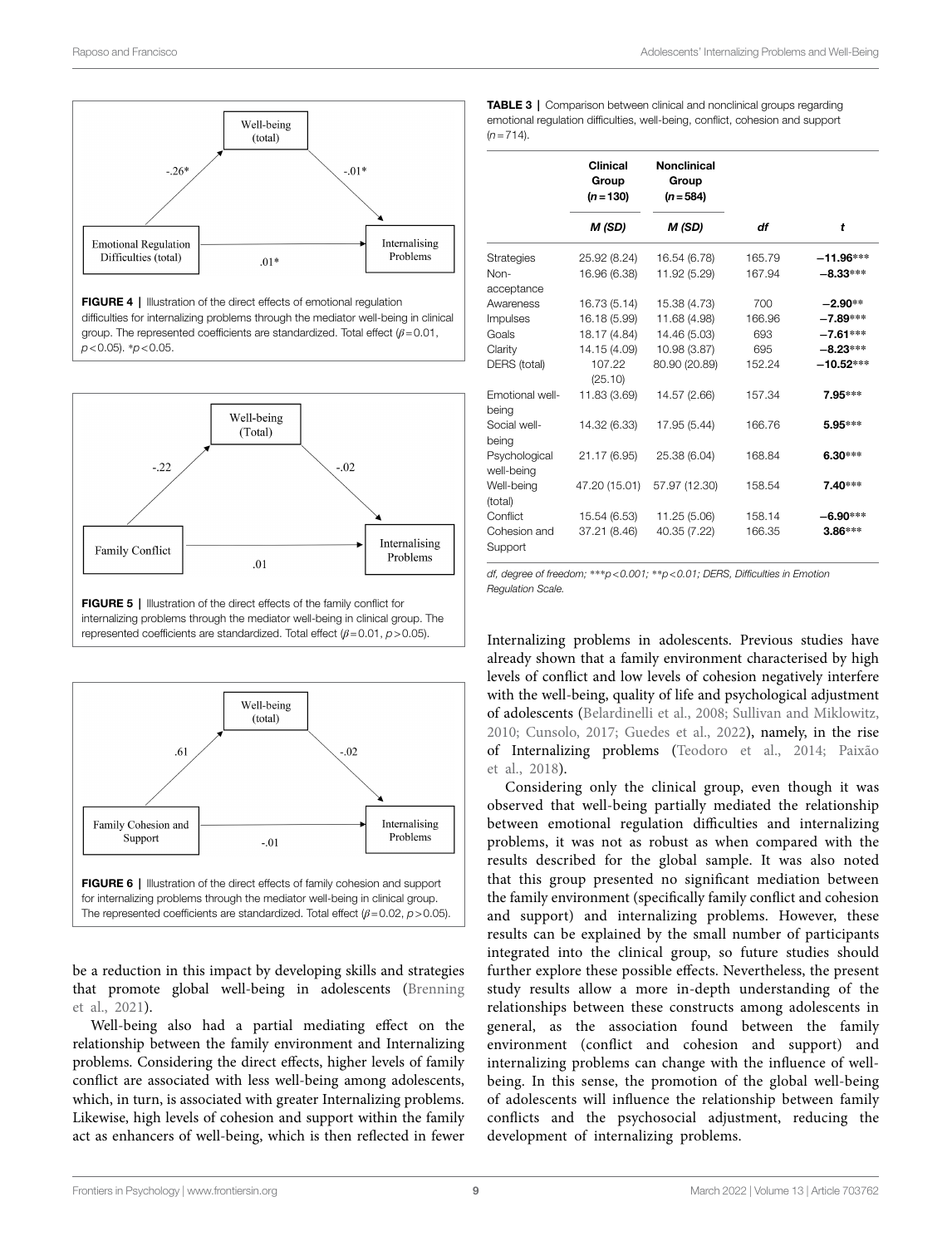Well-being (total)

-.26*

-.01*

Emotional Regulation Difficulties (total)

.01*

Internalising Problems

**FIGURE 4 |** Illustration of the direct effects of emotional regulation difficulties for internalizing problems through the mediator well-being in clinical group. The represented coefficients are standardized. Total effect ($\beta = 0.01$, $p < 0.05$). *$p < 0.05$.

Well-being (Total)

-.22

-.02

Family Conflict

.01

Internalising Problems

**FIGURE 5 |** Illustration of the direct effects of the family conflict for internalizing problems through the mediator well-being in clinical group. The represented coefficients are standardized. Total effect ($\beta = 0.01$, $p > 0.05$).

Well-being (total)

.61

-.02

Family Cohesion and Support

-.01

Internalising Problems

**FIGURE 6 |** Illustration of the direct effects of family cohesion and support for internalizing problems through the mediator well-being in clinical group. The represented coefficients are standardized. Total effect ($\beta = 0.02$, $p > 0.05$).

be a reduction in this impact by developing skills and strategies that promote global well-being in adolescents (Brenning et al., 2021).

Well-being also had a partial mediating effect on the relationship between the family environment and Internalizing problems. Considering the direct effects, higher levels of family conflict are associated with less well-being among adolescents, which, in turn, is associated with greater Internalizing problems. Likewise, high levels of cohesion and support within the family act as enhancers of well-being, which is then reflected in fewer Internalizing problems in adolescents. Previous studies have already shown that a family environment characterised by high levels of conflict and low levels of cohesion negatively interfere with the well-being, quality of life and psychological adjustment of adolescents (Belardinelli et al., 2008; Sullivan and Miklowitz, 2010; Cunsolo, 2017; Guedes et al., 2022), namely, in the rise of Internalizing problems (Teodoro et al., 2014; Paixão et al., 2018).

Considering only the clinical group, even though it was observed that well-being partially mediated the relationship between emotional regulation difficulties and internalizing problems, it was not as robust as when compared with the results described for the global sample. It was also noted that this group presented no significant mediation between the family environment (specifically family conflict and cohesion and support) and internalizing problems. However, these results can be explained by the small number of participants integrated into the clinical group, so future studies should further explore these possible effects. Nevertheless, the present study results allow a more in-depth understanding of the relationships between these constructs among adolescents in general, as the association found between the family environment (conflict and cohesion and support) and internalizing problems can change with the influence of well-being. In this sense, the promotion of the global well-being of adolescents will influence the relationship between family conflicts and the psychosocial adjustment, reducing the development of internalizing problems.

**TABLE 3 |** Comparison between clinical and nonclinical groups regarding emotional regulation difficulties, well-being, conflict, cohesion and support ($n = 714$).

| | Clinical Group ($n = 130$) | Nonclinical Group ($n = 584$) | | |
|---|---|---|---|---|
| | *M (SD)* | *M (SD)* | *df* | *t* |
| Strategies | 25.92 (8.24) | 16.54 (6.78) | 165.79 | **−11.96*****|
| Non-acceptance | 16.96 (6.38) | 11.92 (5.29) | 167.94 | **−8.33***** |
| Awareness | 16.73 (5.14) | 15.38 (4.73) | 700 | **−2.90**** |
| Impulses | 16.18 (5.99) | 11.68 (4.98) | 166.96 | **−7.89***** |
| Goals | 18.17 (4.84) | 14.46 (5.03) | 693 | **−7.61***** |
| Clarity | 14.15 (4.09) | 10.98 (3.87) | 695 | **−8.23***** |
| DERS (total) | 107.22 (25.10) | 80.90 (20.89) | 152.24 | **−10.52***** |
| Emotional well-being | 11.83 (3.69) | 14.57 (2.66) | 157.34 | **7.95***** |
| Social well-being | 14.32 (6.33) | 17.95 (5.44) | 166.76 | **5.95***** |
| Psychological well-being | 21.17 (6.95) | 25.38 (6.04) | 168.84 | **6.30***** |
| Well-being (total) | 47.20 (15.01) | 57.97 (12.30) | 158.54 | **7.40***** |
| Conflict | 15.54 (6.53) | 11.25 (5.06) | 158.14 | **−6.90***** |
| Cohesion and Support | 37.21 (8.46) | 40.35 (7.22) | 166.35 | **3.86***** |

*df, degree of freedom; ***$p < 0.001$; **$p < 0.01$; DERS, Difficulties in Emotion Regulation Scale.*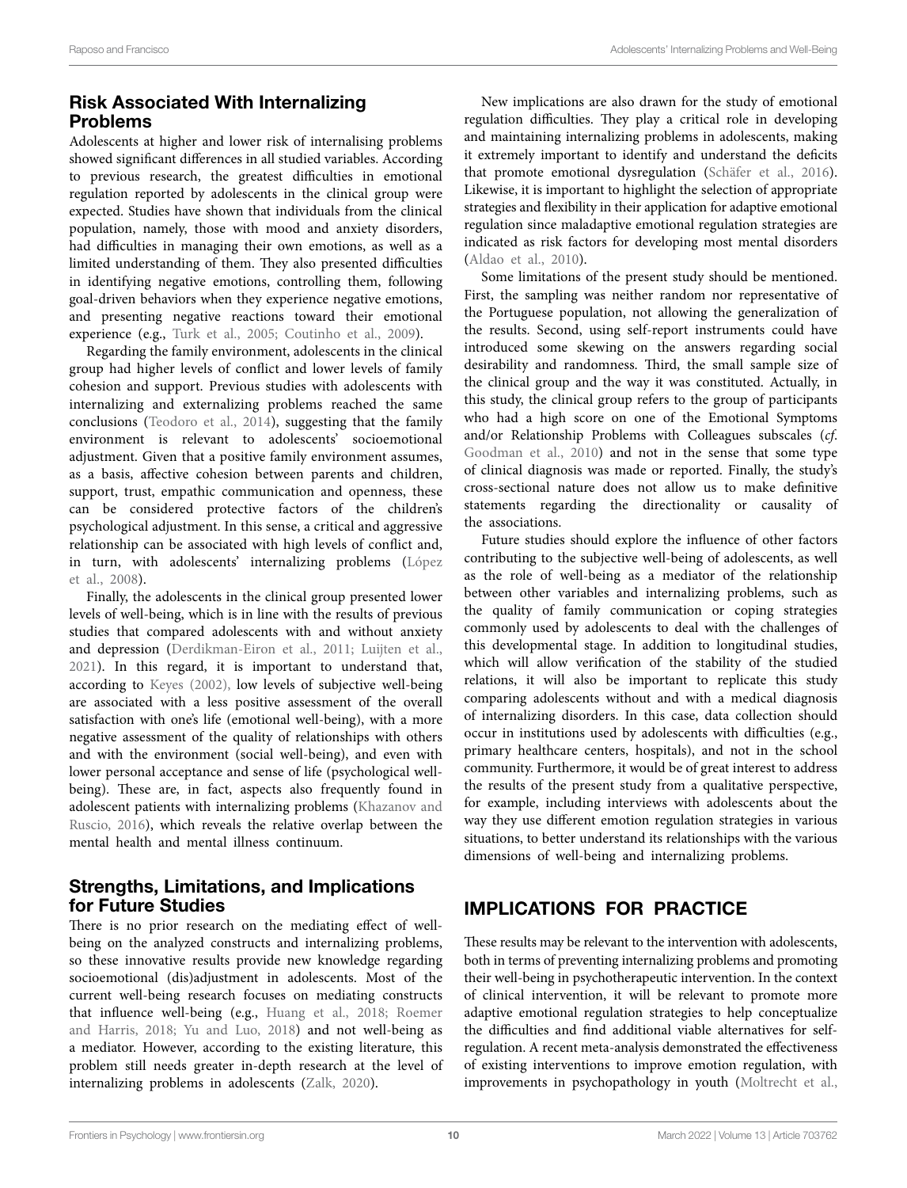## Risk Associated With Internalizing Problems

Adolescents at higher and lower risk of internalising problems showed significant differences in all studied variables. According to previous research, the greatest difficulties in emotional regulation reported by adolescents in the clinical group were expected. Studies have shown that individuals from the clinical population, namely, those with mood and anxiety disorders, had difficulties in managing their own emotions, as well as a limited understanding of them. They also presented difficulties in identifying negative emotions, controlling them, following goal-driven behaviors when they experience negative emotions, and presenting negative reactions toward their emotional experience (e.g., Turk et al., 2005; Coutinho et al., 2009).

Regarding the family environment, adolescents in the clinical group had higher levels of conflict and lower levels of family cohesion and support. Previous studies with adolescents with internalizing and externalizing problems reached the same conclusions (Teodoro et al., 2014), suggesting that the family environment is relevant to adolescents' socioemotional adjustment. Given that a positive family environment assumes, as a basis, affective cohesion between parents and children, support, trust, empathic communication and openness, these can be considered protective factors of the children's psychological adjustment. In this sense, a critical and aggressive relationship can be associated with high levels of conflict and, in turn, with adolescents' internalizing problems (López et al., 2008).

Finally, the adolescents in the clinical group presented lower levels of well-being, which is in line with the results of previous studies that compared adolescents with and without anxiety and depression (Derdikman-Eiron et al., 2011; Luijten et al., 2021). In this regard, it is important to understand that, according to Keyes (2002), low levels of subjective well-being are associated with a less positive assessment of the overall satisfaction with one's life (emotional well-being), with a more negative assessment of the quality of relationships with others and with the environment (social well-being), and even with lower personal acceptance and sense of life (psychological well-being). These are, in fact, aspects also frequently found in adolescent patients with internalizing problems (Khazanov and Ruscio, 2016), which reveals the relative overlap between the mental health and mental illness continuum.

## Strengths, Limitations, and Implications for Future Studies

There is no prior research on the mediating effect of well-being on the analyzed constructs and internalizing problems, so these innovative results provide new knowledge regarding socioemotional (dis)adjustment in adolescents. Most of the current well-being research focuses on mediating constructs that influence well-being (e.g., Huang et al., 2018; Roemer and Harris, 2018; Yu and Luo, 2018) and not well-being as a mediator. However, according to the existing literature, this problem still needs greater in-depth research at the level of internalizing problems in adolescents (Zalk, 2020).

New implications are also drawn for the study of emotional regulation difficulties. They play a critical role in developing and maintaining internalizing problems in adolescents, making it extremely important to identify and understand the deficits that promote emotional dysregulation (Schäfer et al., 2016). Likewise, it is important to highlight the selection of appropriate strategies and flexibility in their application for adaptive emotional regulation since maladaptive emotional regulation strategies are indicated as risk factors for developing most mental disorders (Aldao et al., 2010).

Some limitations of the present study should be mentioned. First, the sampling was neither random nor representative of the Portuguese population, not allowing the generalization of the results. Second, using self-report instruments could have introduced some skewing on the answers regarding social desirability and randomness. Third, the small sample size of the clinical group and the way it was constituted. Actually, in this study, the clinical group refers to the group of participants who had a high score on one of the Emotional Symptoms and/or Relationship Problems with Colleagues subscales (*cf.* Goodman et al., 2010) and not in the sense that some type of clinical diagnosis was made or reported. Finally, the study's cross-sectional nature does not allow us to make definitive statements regarding the directionality or causality of the associations.

Future studies should explore the influence of other factors contributing to the subjective well-being of adolescents, as well as the role of well-being as a mediator of the relationship between other variables and internalizing problems, such as the quality of family communication or coping strategies commonly used by adolescents to deal with the challenges of this developmental stage. In addition to longitudinal studies, which will allow verification of the stability of the studied relations, it will also be important to replicate this study comparing adolescents without and with a medical diagnosis of internalizing disorders. In this case, data collection should occur in institutions used by adolescents with difficulties (e.g., primary healthcare centers, hospitals), and not in the school community. Furthermore, it would be of great interest to address the results of the present study from a qualitative perspective, for example, including interviews with adolescents about the way they use different emotion regulation strategies in various situations, to better understand its relationships with the various dimensions of well-being and internalizing problems.

# IMPLICATIONS FOR PRACTICE

These results may be relevant to the intervention with adolescents, both in terms of preventing internalizing problems and promoting their well-being in psychotherapeutic intervention. In the context of clinical intervention, it will be relevant to promote more adaptive emotional regulation strategies to help conceptualize the difficulties and find additional viable alternatives for self-regulation. A recent meta-analysis demonstrated the effectiveness of existing interventions to improve emotion regulation, with improvements in psychopathology in youth (Moltrecht et al.,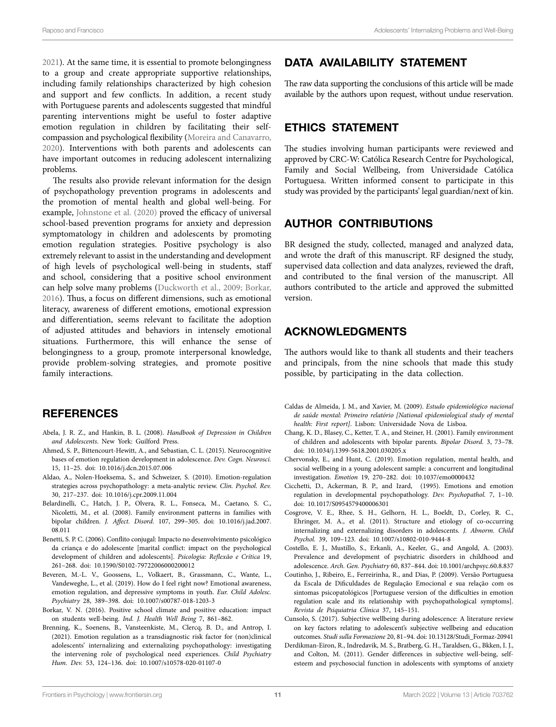2021). At the same time, it is essential to promote belongingness to a group and create appropriate supportive relationships, including family relationships characterized by high cohesion and support and few conflicts. In addition, a recent study with Portuguese parents and adolescents suggested that mindful parenting interventions might be useful to foster adaptive emotion regulation in children by facilitating their self-compassion and psychological flexibility (Moreira and Canavarro, 2020). Interventions with both parents and adolescents can have important outcomes in reducing adolescent internalizing problems.

The results also provide relevant information for the design of psychopathology prevention programs in adolescents and the promotion of mental health and global well-being. For example, Johnstone et al. (2020) proved the efficacy of universal school-based prevention programs for anxiety and depression symptomatology in children and adolescents by promoting emotion regulation strategies. Positive psychology is also extremely relevant to assist in the understanding and development of high levels of psychological well-being in students, staff and school, considering that a positive school environment can help solve many problems (Duckworth et al., 2009; Borkar, 2016). Thus, a focus on different dimensions, such as emotional literacy, awareness of different emotions, emotional expression and differentiation, seems relevant to facilitate the adoption of adjusted attitudes and behaviors in intensely emotional situations. Furthermore, this will enhance the sense of belongingness to a group, promote interpersonal knowledge, provide problem-solving strategies, and promote positive family interactions.

## DATA AVAILABILITY STATEMENT

The raw data supporting the conclusions of this article will be made available by the authors upon request, without undue reservation.

## ETHICS STATEMENT

The studies involving human participants were reviewed and approved by CRC-W: Católica Research Centre for Psychological, Family and Social Wellbeing, from Universidade Católica Portuguesa. Written informed consent to participate in this study was provided by the participants' legal guardian/next of kin.

## AUTHOR CONTRIBUTIONS

BR designed the study, collected, managed and analyzed data, and wrote the draft of this manuscript. RF designed the study, supervised data collection and data analyzes, reviewed the draft, and contributed to the final version of the manuscript. All authors contributed to the article and approved the submitted version.

## ACKNOWLEDGMENTS

The authors would like to thank all students and their teachers and principals, from the nine schools that made this study possible, by participating in the data collection.

## REFERENCES

Abela, J. R. Z., and Hankin, B. L. (2008). *Handbook of Depression in Children and Adolescents.* New York: Guilford Press.

Ahmed, S. P., Bittencourt-Hewitt, A., and Sebastian, C. L. (2015). Neurocognitive bases of emotion regulation development in adolescence. *Dev. Cogn. Neurosci.* 15, 11–25. doi: 10.1016/j.dcn.2015.07.006

Aldao, A., Nolen-Hoeksema, S., and Schweizer, S. (2010). Emotion-regulation strategies across psychopathology: a meta-analytic review. *Clin. Psychol. Rev.* 30, 217–237. doi: 10.1016/j.cpr.2009.11.004

Belardinelli, C., Hatch, J. P., Olvera, R. L., Fonseca, M., Caetano, S. C., Nicoletti, M., et al. (2008). Family environment patterns in families with bipolar children. *J. Affect. Disord.* 107, 299–305. doi: 10.1016/j.jad.2007.08.011

Benetti, S. P. C. (2006). Conflito conjugal: Impacto no desenvolvimento psicológico da criança e do adolescente [marital conflict: impact on the psychological development of children and adolescents]. *Psicologia: Reflexão e Crítica* 19, 261–268. doi: 10.1590/S0102-79722006000200012

Beveren, M.-L. V., Goossens, L., Volkaert, B., Grassmann, C., Wante, L., Vandeweghe, L., et al. (2019). How do I feel right now? Emotional awareness, emotion regulation, and depressive symptoms in youth. *Eur. Child Adolesc. Psychiatry* 28, 389–398. doi: 10.1007/s00787-018-1203-3

Borkar, V. N. (2016). Positive school climate and positive education: impact on students well-being. *Ind. J. Health Well Being* 7, 861–862.

Brenning, K., Soenens, B., Vansteenkiste, M., Clercq, B. D., and Antrop, I. (2021). Emotion regulation as a transdiagnostic risk factor for (non)clinical adolescents' internalizing and externalizing psychopathology: investigating the intervening role of psychological need experiences. *Child Psychiatry Hum. Dev.* 53, 124–136. doi: 10.1007/s10578-020-01107-0

Caldas de Almeida, J. M., and Xavier, M. (2009). *Estudo epidemiológico nacional de saúde mental: Primeiro relatório [National epidemiological study of mental health: First report].* Lisbon: Universidade Nova de Lisboa.

Chang, K. D., Blasey, C., Ketter, T. A., and Steiner, H. (2001). Family environment of children and adolescents with bipolar parents. *Bipolar Disord.* 3, 73–78. doi: 10.1034/j.1399-5618.2001.030205.x

Chervonsky, E., and Hunt, C. (2019). Emotion regulation, mental health, and social wellbeing in a young adolescent sample: a concurrent and longitudinal investigation. *Emotion* 19, 270–282. doi: 10.1037/emo0000432

Cicchetti, D., Ackerman, B. P., and Izard, (1995). Emotions and emotion regulation in developmental psychopathology. *Dev. Psychopathol.* 7, 1–10. doi: 10.1017/S0954579400006301

Cosgrove, V. E., Rhee, S. H., Gelhorn, H. L., Boeldt, D., Corley, R. C., Ehringer, M. A., et al. (2011). Structure and etiology of co-occurring internalizing and externalizing disorders in adolescents. *J. Abnorm. Child Psychol.* 39, 109–123. doi: 10.1007/s10802-010-9444-8

Costello, E. J., Mustillo, S., Erkanli, A., Keeler, G., and Angold, A. (2003). Prevalence and development of psychiatric disorders in childhood and adolescence. *Arch. Gen. Psychiatry* 60, 837–844. doi: 10.1001/archpsyc.60.8.837

Coutinho, J., Ribeiro, E., Ferreirinha, R., and Dias, P. (2009). Versão Portuguesa da Escala de Dificuldades de Regulação Emocional e sua relação com os sintomas psicopatológicos [Portuguese version of the difficulties in emotion regulation scale and its relationship with psychopathological symptoms]. *Revista de Psiquiatria Clínica* 37, 145–151.

Cunsolo, S. (2017). Subjective wellbeing during adolescence: A literature review on key factors relating to adolescent's subjective wellbeing and education outcomes. *Studi sulla Formazione* 20, 81–94. doi: 10.13128/Studi_Formaz-20941

Derdikman-Eiron, R., Indredavik, M. S., Bratberg, G. H., Taraldsen, G., Bkken, I. J., and Colton, M. (2011). Gender differences in subjective well-being, self-esteem and psychosocial function in adolescents with symptoms of anxiety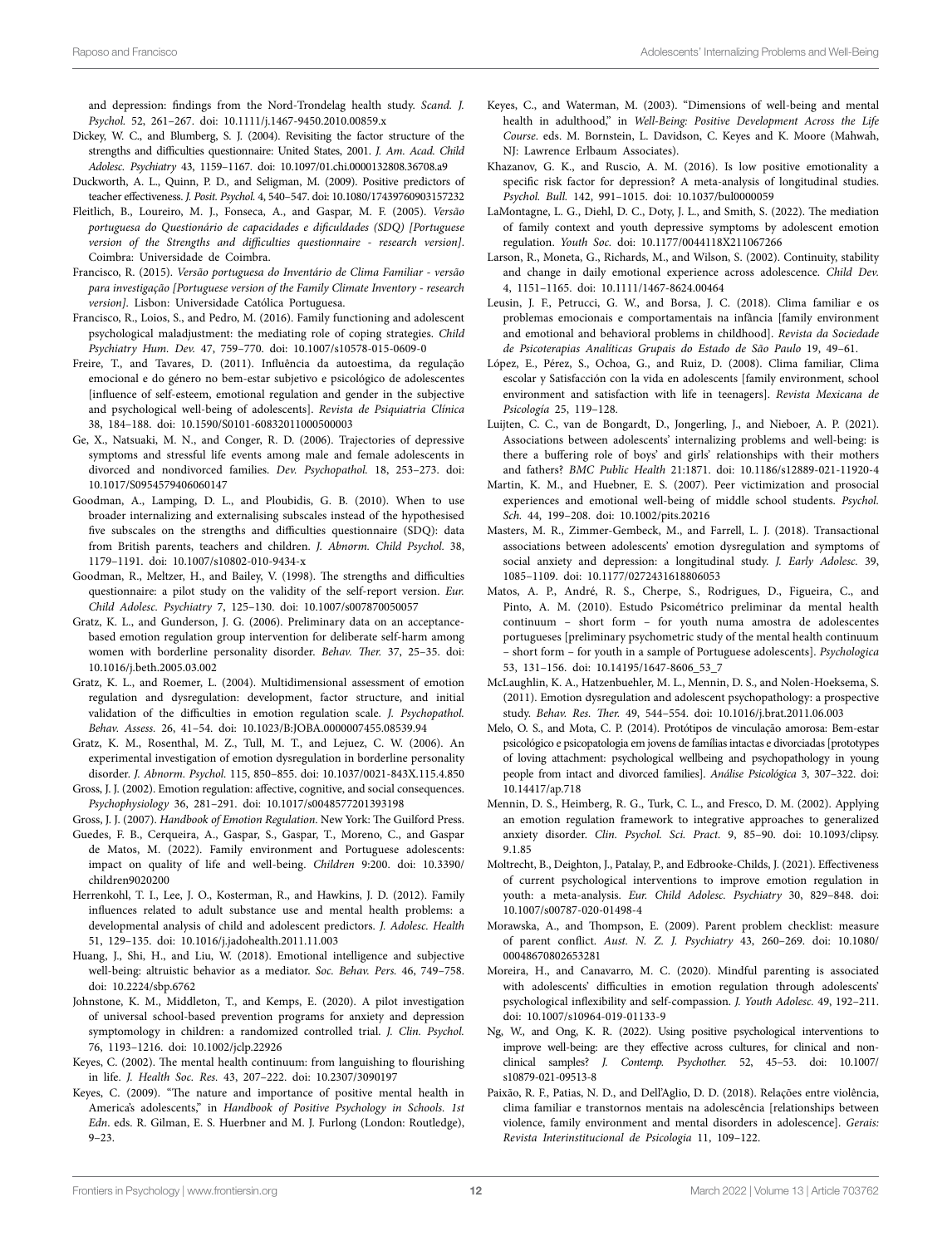and depression: findings from the Nord-Trondelag health study. *Scand. J. Psychol.* 52, 261–267. doi: 10.1111/j.1467-9450.2010.00859.x

Dickey, W. C., and Blumberg, S. J. (2004). Revisiting the factor structure of the strengths and difficulties questionnaire: United States, 2001. *J. Am. Acad. Child Adolesc. Psychiatry* 43, 1159–1167. doi: 10.1097/01.chi.0000132808.36708.a9

Duckworth, A. L., Quinn, P. D., and Seligman, M. (2009). Positive predictors of teacher effectiveness. *J. Posit. Psychol.* 4, 540–547. doi: 10.1080/17439760903157232

Fleitlich, B., Loureiro, M. J., Fonseca, A., and Gaspar, M. F. (2005). *Versão portuguesa do Questionário de capacidades e dificuldades (SDQ) [Portuguese version of the Strengths and difficulties questionnaire - research version]*. Coimbra: Universidade de Coimbra.

Francisco, R. (2015). *Versão portuguesa do Inventário de Clima Familiar - versão para investigação [Portuguese version of the Family Climate Inventory - research version]*. Lisbon: Universidade Católica Portuguesa.

Francisco, R., Loios, S., and Pedro, M. (2016). Family functioning and adolescent psychological maladjustment: the mediating role of coping strategies. *Child Psychiatry Hum. Dev.* 47, 759–770. doi: 10.1007/s10578-015-0609-0

Freire, T., and Tavares, D. (2011). Influência da autoestima, da regulação emocional e do género no bem-estar subjetivo e psicológico de adolescentes [influence of self-esteem, emotional regulation and gender in the subjective and psychological well-being of adolescents]. *Revista de Psiquiatria Clínica* 38, 184–188. doi: 10.1590/S0101-60832011000500003

Ge, X., Natsuaki, M. N., and Conger, R. D. (2006). Trajectories of depressive symptoms and stressful life events among male and female adolescents in divorced and nondivorced families. *Dev. Psychopathol.* 18, 253–273. doi: 10.1017/S0954579406060147

Goodman, A., Lamping, D. L., and Ploubidis, G. B. (2010). When to use broader internalizing and externalising subscales instead of the hypothesised five subscales on the strengths and difficulties questionnaire (SDQ): data from British parents, teachers and children. *J. Abnorm. Child Psychol.* 38, 1179–1191. doi: 10.1007/s10802-010-9434-x

Goodman, R., Meltzer, H., and Bailey, V. (1998). The strengths and difficulties questionnaire: a pilot study on the validity of the self-report version. *Eur. Child Adolesc. Psychiatry* 7, 125–130. doi: 10.1007/s007870050057

Gratz, K. L., and Gunderson, J. G. (2006). Preliminary data on an acceptance-based emotion regulation group intervention for deliberate self-harm among women with borderline personality disorder. *Behav. Ther.* 37, 25–35. doi: 10.1016/j.beth.2005.03.002

Gratz, K. L., and Roemer, L. (2004). Multidimensional assessment of emotion regulation and dysregulation: development, factor structure, and initial validation of the difficulties in emotion regulation scale. *J. Psychopathol. Behav. Assess.* 26, 41–54. doi: 10.1023/B:JOBA.0000007455.08539.94

Gratz, K. M., Rosenthal, M. Z., Tull, M. T., and Lejuez, C. W. (2006). An experimental investigation of emotion dysregulation in borderline personality disorder. *J. Abnorm. Psychol.* 115, 850–855. doi: 10.1037/0021-843X.115.4.850

Gross, J. J. (2002). Emotion regulation: affective, cognitive, and social consequences. *Psychophysiology* 36, 281–291. doi: 10.1017/s0048577201393198

Gross, J. J. (2007). *Handbook of Emotion Regulation*. New York: The Guilford Press.

Guedes, F. B., Cerqueira, A., Gaspar, S., Gaspar, T., Moreno, C., and Gaspar de Matos, M. (2022). Family environment and Portuguese adolescents: impact on quality of life and well-being. *Children* 9:200. doi: 10.3390/children9020200

Herrenkohl, T. I., Lee, J. O., Kosterman, R., and Hawkins, J. D. (2012). Family influences related to adult substance use and mental health problems: a developmental analysis of child and adolescent predictors. *J. Adolesc. Health* 51, 129–135. doi: 10.1016/j.jadohealth.2011.11.003

Huang, J., Shi, H., and Liu, W. (2018). Emotional intelligence and subjective well-being: altruistic behavior as a mediator. *Soc. Behav. Pers.* 46, 749–758. doi: 10.2224/sbp.6762

Johnstone, K. M., Middleton, T., and Kemps, E. (2020). A pilot investigation of universal school-based prevention programs for anxiety and depression symptomology in children: a randomized controlled trial. *J. Clin. Psychol.* 76, 1193–1216. doi: 10.1002/jclp.22926

Keyes, C. (2002). The mental health continuum: from languishing to flourishing in life. *J. Health Soc. Res.* 43, 207–222. doi: 10.2307/3090197

Keyes, C. (2009). "The nature and importance of positive mental health in America's adolescents," in *Handbook of Positive Psychology in Schools. 1st Edn*. eds. R. Gilman, E. S. Huerbner and M. J. Furlong (London: Routledge), 9–23.

Keyes, C., and Waterman, M. (2003). "Dimensions of well-being and mental health in adulthood," in *Well-Being: Positive Development Across the Life Course*. eds. M. Bornstein, L. Davidson, C. Keyes and K. Moore (Mahwah, NJ: Lawrence Erlbaum Associates).

Khazanov, G. K., and Ruscio, A. M. (2016). Is low positive emotionality a specific risk factor for depression? A meta-analysis of longitudinal studies. *Psychol. Bull.* 142, 991–1015. doi: 10.1037/bul0000059

LaMontagne, L. G., Diehl, D. C., Doty, J. L., and Smith, S. (2022). The mediation of family context and youth depressive symptoms by adolescent emotion regulation. *Youth Soc.* doi: 10.1177/0044118X211067266

Larson, R., Moneta, G., Richards, M., and Wilson, S. (2002). Continuity, stability and change in daily emotional experience across adolescence. *Child Dev.* 4, 1151–1165. doi: 10.1111/1467-8624.00464

Leusin, J. F., Petrucci, G. W., and Borsa, J. C. (2018). Clima familiar e os problemas emocionais e comportamentais na infância [family environment and emotional and behavioral problems in childhood]. *Revista da Sociedade de Psicoterapias Analíticas Grupais do Estado de São Paulo* 19, 49–61.

López, E., Pérez, S., Ochoa, G., and Ruiz, D. (2008). Clima familiar, Clima escolar y Satisfacción con la vida en adolescents [family environment, school environment and satisfaction with life in teenagers]. *Revista Mexicana de Psicología* 25, 119–128.

Luijten, C. C., van de Bongardt, D., Jongerling, J., and Nieboer, A. P. (2021). Associations between adolescents' internalizing problems and well-being: is there a buffering role of boys' and girls' relationships with their mothers and fathers? *BMC Public Health* 21:1871. doi: 10.1186/s12889-021-11920-4

Martin, K. M., and Huebner, E. S. (2007). Peer victimization and prosocial experiences and emotional well-being of middle school students. *Psychol. Sch.* 44, 199–208. doi: 10.1002/pits.20216

Masters, M. R., Zimmer-Gembeck, M., and Farrell, L. J. (2018). Transactional associations between adolescents' emotion dysregulation and symptoms of social anxiety and depression: a longitudinal study. *J. Early Adolesc.* 39, 1085–1109. doi: 10.1177/0272431618806053

Matos, A. P., André, R. S., Cherpe, S., Rodrigues, D., Figueira, C., and Pinto, A. M. (2010). Estudo Psicométrico preliminar da mental health continuum – short form – for youth numa amostra de adolescentes portugueses [preliminary psychometric study of the mental health continuum – short form – for youth in a sample of Portuguese adolescents]. *Psychologica* 53, 131–156. doi: 10.14195/1647-8606_53_7

McLaughlin, K. A., Hatzenbuehler, M. L., Mennin, D. S., and Nolen-Hoeksema, S. (2011). Emotion dysregulation and adolescent psychopathology: a prospective study. *Behav. Res. Ther.* 49, 544–554. doi: 10.1016/j.brat.2011.06.003

Melo, O. S., and Mota, C. P. (2014). Protótipos de vinculação amorosa: Bem-estar psicológico e psicopatologia em jovens de famílias intactas e divorciadas [prototypes of loving attachment: psychological wellbeing and psychopathology in young people from intact and divorced families]. *Análise Psicológica* 3, 307–322. doi: 10.14417/ap.718

Mennin, D. S., Heimberg, R. G., Turk, C. L., and Fresco, D. M. (2002). Applying an emotion regulation framework to integrative approaches to generalized anxiety disorder. *Clin. Psychol. Sci. Pract.* 9, 85–90. doi: 10.1093/clipsy.9.1.85

Moltrecht, B., Deighton, J., Patalay, P., and Edbrooke-Childs, J. (2021). Effectiveness of current psychological interventions to improve emotion regulation in youth: a meta-analysis. *Eur. Child Adolesc. Psychiatry* 30, 829–848. doi: 10.1007/s00787-020-01498-4

Morawska, A., and Thompson, E. (2009). Parent problem checklist: measure of parent conflict. *Aust. N. Z. J. Psychiatry* 43, 260–269. doi: 10.1080/00048670802653281

Moreira, H., and Canavarro, M. C. (2020). Mindful parenting is associated with adolescents' difficulties in emotion regulation through adolescents' psychological inflexibility and self-compassion. *J. Youth Adolesc.* 49, 192–211. doi: 10.1007/s10964-019-01133-9

Ng, W., and Ong, K. R. (2022). Using positive psychological interventions to improve well-being: are they effective across cultures, for clinical and non-clinical samples? *J. Contemp. Psychother.* 52, 45–53. doi: 10.1007/s10879-021-09513-8

Paixão, R. F., Patias, N. D., and Dell'Aglio, D. D. (2018). Relações entre violência, clima familiar e transtornos mentais na adolescência [relationships between violence, family environment and mental disorders in adolescence]. *Gerais: Revista Interinstitucional de Psicologia* 11, 109–122.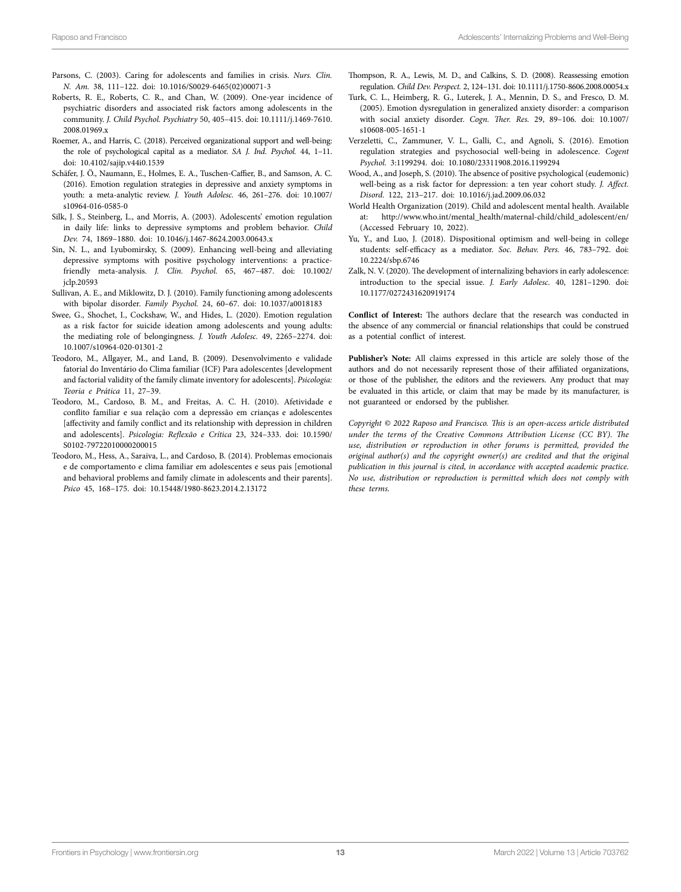Parsons, C. (2003). Caring for adolescents and families in crisis. *Nurs. Clin. N. Am.* 38, 111–122. doi: 10.1016/S0029-6465(02)00071-3

Roberts, R. E., Roberts, C. R., and Chan, W. (2009). One-year incidence of psychiatric disorders and associated risk factors among adolescents in the community. *J. Child Psychol. Psychiatry* 50, 405–415. doi: 10.1111/j.1469-7610.2008.01969.x

Roemer, A., and Harris, C. (2018). Perceived organizational support and well-being: the role of psychological capital as a mediator. *SA J. Ind. Psychol.* 44, 1–11. doi: 10.4102/sajip.v44i0.1539

Schäfer, J. Ö., Naumann, E., Holmes, E. A., Tuschen-Caffier, B., and Samson, A. C. (2016). Emotion regulation strategies in depressive and anxiety symptoms in youth: a meta-analytic review. *J. Youth Adolesc.* 46, 261–276. doi: 10.1007/s10964-016-0585-0

Silk, J. S., Steinberg, L., and Morris, A. (2003). Adolescents' emotion regulation in daily life: links to depressive symptoms and problem behavior. *Child Dev.* 74, 1869–1880. doi: 10.1046/j.1467-8624.2003.00643.x

Sin, N. L., and Lyubomirsky, S. (2009). Enhancing well-being and alleviating depressive symptoms with positive psychology interventions: a practice-friendly meta-analysis. *J. Clin. Psychol.* 65, 467–487. doi: 10.1002/jclp.20593

Sullivan, A. E., and Miklowitz, D. J. (2010). Family functioning among adolescents with bipolar disorder. *Family Psychol.* 24, 60–67. doi: 10.1037/a0018183

Swee, G., Shochet, I., Cockshaw, W., and Hides, L. (2020). Emotion regulation as a risk factor for suicide ideation among adolescents and young adults: the mediating role of belongingness. *J. Youth Adolesc.* 49, 2265–2274. doi: 10.1007/s10964-020-01301-2

Teodoro, M., Allgayer, M., and Land, B. (2009). Desenvolvimento e validade fatorial do Inventário do Clima familiar (ICF) Para adolescentes [development and factorial validity of the family climate inventory for adolescents]. *Psicologia: Teoria e Prática* 11, 27–39.

Teodoro, M., Cardoso, B. M., and Freitas, A. C. H. (2010). Afetividade e conflito familiar e sua relação com a depressão em crianças e adolescentes [affectivity and family conflict and its relationship with depression in children and adolescents]. *Psicologia: Reflexão e Crítica* 23, 324–333. doi: 10.1590/S0102-79722010000200015

Teodoro, M., Hess, A., Saraiva, L., and Cardoso, B. (2014). Problemas emocionais e de comportamento e clima familiar em adolescentes e seus pais [emotional and behavioral problems and family climate in adolescents and their parents]. *Psico* 45, 168–175. doi: 10.15448/1980-8623.2014.2.13172

Thompson, R. A., Lewis, M. D., and Calkins, S. D. (2008). Reassessing emotion regulation. *Child Dev. Perspect.* 2, 124–131. doi: 10.1111/j.1750-8606.2008.00054.x

Turk, C. L., Heimberg, R. G., Luterek, J. A., Mennin, D. S., and Fresco, D. M. (2005). Emotion dysregulation in generalized anxiety disorder: a comparison with social anxiety disorder. *Cogn. Ther. Res.* 29, 89–106. doi: 10.1007/s10608-005-1651-1

Verzeletti, C., Zammuner, V. L., Galli, C., and Agnoli, S. (2016). Emotion regulation strategies and psychosocial well-being in adolescence. *Cogent Psychol.* 3:1199294. doi: 10.1080/23311908.2016.1199294

Wood, A., and Joseph, S. (2010). The absence of positive psychological (eudemonic) well-being as a risk factor for depression: a ten year cohort study. *J. Affect. Disord.* 122, 213–217. doi: 10.1016/j.jad.2009.06.032

World Health Organization (2019). Child and adolescent mental health. Available at: http://www.who.int/mental_health/maternal-child/child_adolescent/en/ (Accessed February 10, 2022).

Yu, Y., and Luo, J. (2018). Dispositional optimism and well-being in college students: self-efficacy as a mediator. *Soc. Behav. Pers.* 46, 783–792. doi: 10.2224/sbp.6746

Zalk, N. V. (2020). The development of internalizing behaviors in early adolescence: introduction to the special issue. *J. Early Adolesc.* 40, 1281–1290. doi: 10.1177/0272431620919174

**Conflict of Interest:** The authors declare that the research was conducted in the absence of any commercial or financial relationships that could be construed as a potential conflict of interest.

**Publisher's Note:** All claims expressed in this article are solely those of the authors and do not necessarily represent those of their affiliated organizations, or those of the publisher, the editors and the reviewers. Any product that may be evaluated in this article, or claim that may be made by its manufacturer, is not guaranteed or endorsed by the publisher.

*Copyright © 2022 Raposo and Francisco. This is an open-access article distributed under the terms of the Creative Commons Attribution License (CC BY). The use, distribution or reproduction in other forums is permitted, provided the original author(s) and the copyright owner(s) are credited and that the original publication in this journal is cited, in accordance with accepted academic practice. No use, distribution or reproduction is permitted which does not comply with these terms.*